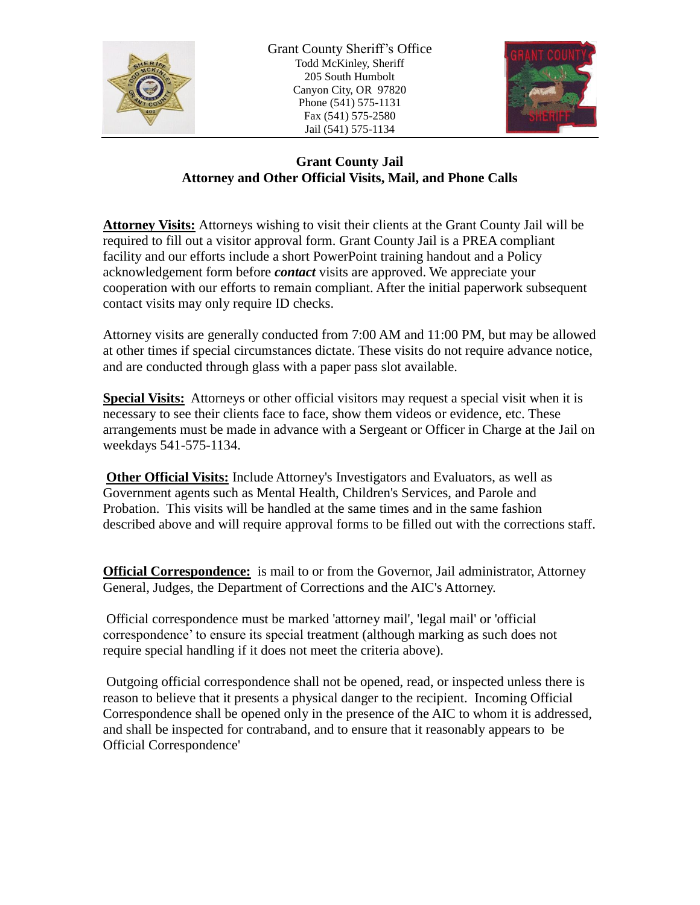Grant County Sheriff's Office
Todd McKinley, Sheriff
205 South Humbolt
Canyon City, OR 97820
Phone (541) 575-1131
Fax (541) 575-2580
Jail (541) 575-1134

## Grant County Jail
## Attorney and Other Official Visits, Mail, and Phone Calls

**Attorney Visits:** Attorneys wishing to visit their clients at the Grant County Jail will be required to fill out a visitor approval form. Grant County Jail is a PREA compliant facility and our efforts include a short PowerPoint training handout and a Policy acknowledgement form before ***contact*** visits are approved. We appreciate your cooperation with our efforts to remain compliant. After the initial paperwork subsequent contact visits may only require ID checks.

Attorney visits are generally conducted from 7:00 AM and 11:00 PM, but may be allowed at other times if special circumstances dictate. These visits do not require advance notice, and are conducted through glass with a paper pass slot available.

**Special Visits:** Attorneys or other official visitors may request a special visit when it is necessary to see their clients face to face, show them videos or evidence, etc. These arrangements must be made in advance with a Sergeant or Officer in Charge at the Jail on weekdays 541-575-1134.

**Other Official Visits:** Include Attorney's Investigators and Evaluators, as well as Government agents such as Mental Health, Children's Services, and Parole and Probation. This visits will be handled at the same times and in the same fashion described above and will require approval forms to be filled out with the corrections staff.

**Official Correspondence:** is mail to or from the Governor, Jail administrator, Attorney General, Judges, the Department of Corrections and the AIC's Attorney.

Official correspondence must be marked 'attorney mail', 'legal mail' or 'official correspondence' to ensure its special treatment (although marking as such does not require special handling if it does not meet the criteria above).

Outgoing official correspondence shall not be opened, read, or inspected unless there is reason to believe that it presents a physical danger to the recipient. Incoming Official Correspondence shall be opened only in the presence of the AIC to whom it is addressed, and shall be inspected for contraband, and to ensure that it reasonably appears to be Official Correspondence'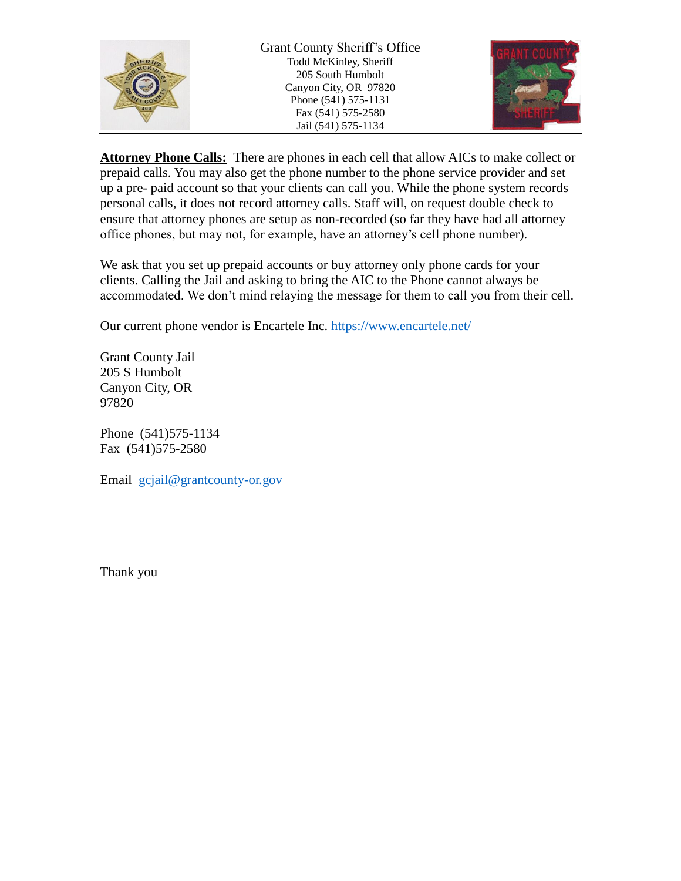Grant County Sheriff's Office
Todd McKinley, Sheriff
205 South Humbolt
Canyon City, OR 97820
Phone (541) 575-1131
Fax (541) 575-2580
Jail (541) 575-1134

**Attorney Phone Calls:** There are phones in each cell that allow AICs to make collect or prepaid calls. You may also get the phone number to the phone service provider and set up a pre- paid account so that your clients can call you. While the phone system records personal calls, it does not record attorney calls. Staff will, on request double check to ensure that attorney phones are setup as non-recorded (so far they have had all attorney office phones, but may not, for example, have an attorney's cell phone number).

We ask that you set up prepaid accounts or buy attorney only phone cards for your clients. Calling the Jail and asking to bring the AIC to the Phone cannot always be accommodated. We don't mind relaying the message for them to call you from their cell.

Our current phone vendor is Encartele Inc. https://www.encartele.net/

Grant County Jail
205 S Humbolt
Canyon City, OR
97820

Phone (541)575-1134
Fax (541)575-2580

Email gcjail@grantcounty-or.gov

Thank you